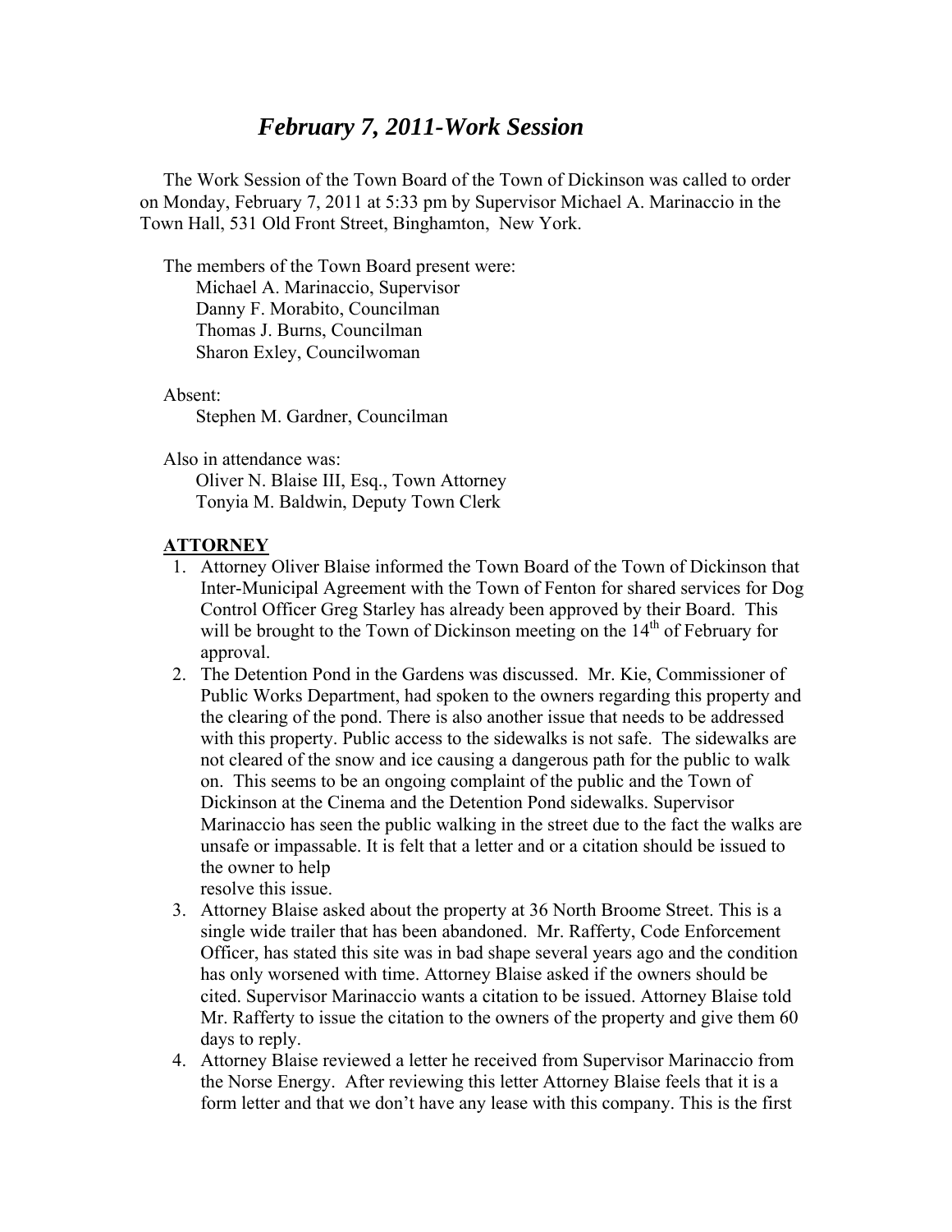# *February 7, 2011-Work Session*

The Work Session of the Town Board of the Town of Dickinson was called to order on Monday, February 7, 2011 at 5:33 pm by Supervisor Michael A. Marinaccio in the Town Hall, 531 Old Front Street, Binghamton, New York.

The members of the Town Board present were:
Michael A. Marinaccio, Supervisor
Danny F. Morabito, Councilman
Thomas J. Burns, Councilman
Sharon Exley, Councilwoman

Absent:
Stephen M. Gardner, Councilman

Also in attendance was:
Oliver N. Blaise III, Esq., Town Attorney
Tonyia M. Baldwin, Deputy Town Clerk

**ATTORNEY**

1. Attorney Oliver Blaise informed the Town Board of the Town of Dickinson that Inter-Municipal Agreement with the Town of Fenton for shared services for Dog Control Officer Greg Starley has already been approved by their Board. This will be brought to the Town of Dickinson meeting on the 14th of February for approval.
2. The Detention Pond in the Gardens was discussed. Mr. Kie, Commissioner of Public Works Department, had spoken to the owners regarding this property and the clearing of the pond. There is also another issue that needs to be addressed with this property. Public access to the sidewalks is not safe. The sidewalks are not cleared of the snow and ice causing a dangerous path for the public to walk on. This seems to be an ongoing complaint of the public and the Town of Dickinson at the Cinema and the Detention Pond sidewalks. Supervisor Marinaccio has seen the public walking in the street due to the fact the walks are unsafe or impassable. It is felt that a letter and or a citation should be issued to the owner to help resolve this issue.
3. Attorney Blaise asked about the property at 36 North Broome Street. This is a single wide trailer that has been abandoned. Mr. Rafferty, Code Enforcement Officer, has stated this site was in bad shape several years ago and the condition has only worsened with time. Attorney Blaise asked if the owners should be cited. Supervisor Marinaccio wants a citation to be issued. Attorney Blaise told Mr. Rafferty to issue the citation to the owners of the property and give them 60 days to reply.
4. Attorney Blaise reviewed a letter he received from Supervisor Marinaccio from the Norse Energy. After reviewing this letter Attorney Blaise feels that it is a form letter and that we don't have any lease with this company. This is the first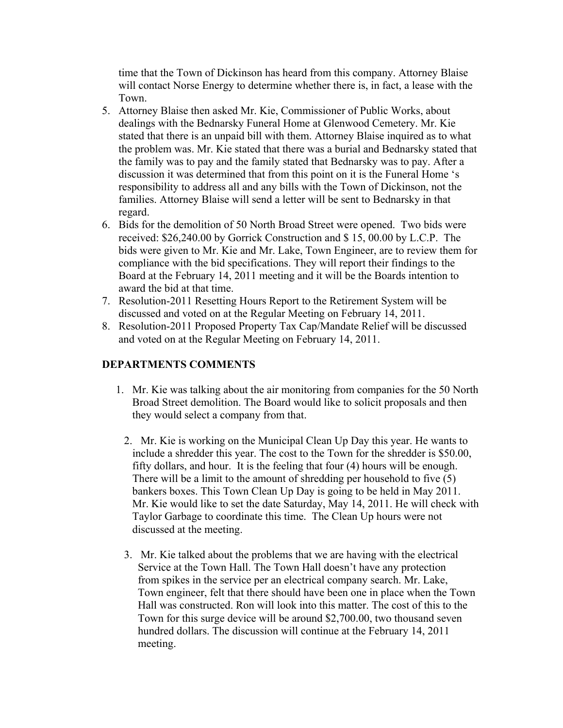time that the Town of Dickinson has heard from this company. Attorney Blaise will contact Norse Energy to determine whether there is, in fact, a lease with the Town.

5. Attorney Blaise then asked Mr. Kie, Commissioner of Public Works, about dealings with the Bednarsky Funeral Home at Glenwood Cemetery. Mr. Kie stated that there is an unpaid bill with them. Attorney Blaise inquired as to what the problem was. Mr. Kie stated that there was a burial and Bednarsky stated that the family was to pay and the family stated that Bednarsky was to pay. After a discussion it was determined that from this point on it is the Funeral Home 's responsibility to address all and any bills with the Town of Dickinson, not the families. Attorney Blaise will send a letter will be sent to Bednarsky in that regard.
6. Bids for the demolition of 50 North Broad Street were opened. Two bids were received: $26,240.00 by Gorrick Construction and $ 15, 00.00 by L.C.P. The bids were given to Mr. Kie and Mr. Lake, Town Engineer, are to review them for compliance with the bid specifications. They will report their findings to the Board at the February 14, 2011 meeting and it will be the Boards intention to award the bid at that time.
7. Resolution-2011 Resetting Hours Report to the Retirement System will be discussed and voted on at the Regular Meeting on February 14, 2011.
8. Resolution-2011 Proposed Property Tax Cap/Mandate Relief will be discussed and voted on at the Regular Meeting on February 14, 2011.

**DEPARTMENTS COMMENTS**

1. Mr. Kie was talking about the air monitoring from companies for the 50 North Broad Street demolition. The Board would like to solicit proposals and then they would select a company from that.

2. Mr. Kie is working on the Municipal Clean Up Day this year. He wants to include a shredder this year. The cost to the Town for the shredder is $50.00, fifty dollars, and hour. It is the feeling that four (4) hours will be enough. There will be a limit to the amount of shredding per household to five (5) bankers boxes. This Town Clean Up Day is going to be held in May 2011. Mr. Kie would like to set the date Saturday, May 14, 2011. He will check with Taylor Garbage to coordinate this time. The Clean Up hours were not discussed at the meeting.

3. Mr. Kie talked about the problems that we are having with the electrical Service at the Town Hall. The Town Hall doesn't have any protection from spikes in the service per an electrical company search. Mr. Lake, Town engineer, felt that there should have been one in place when the Town Hall was constructed. Ron will look into this matter. The cost of this to the Town for this surge device will be around $2,700.00, two thousand seven hundred dollars. The discussion will continue at the February 14, 2011 meeting.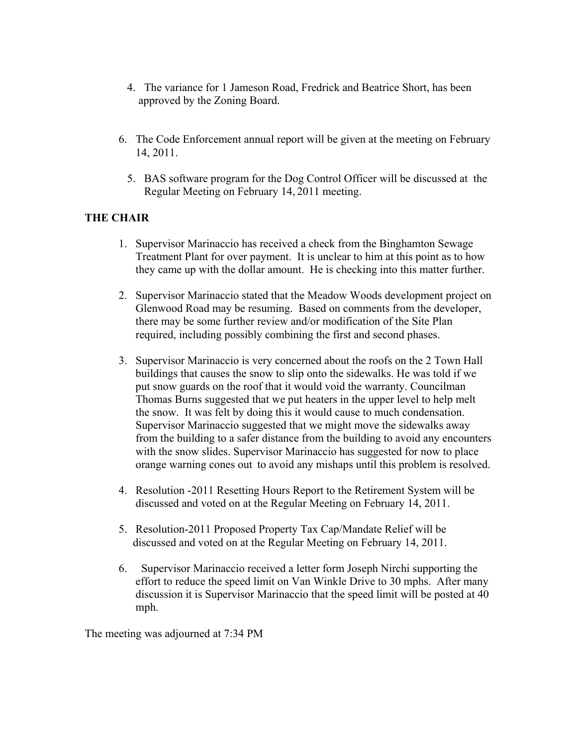4. The variance for 1 Jameson Road, Fredrick and Beatrice Short, has been approved by the Zoning Board.

6. The Code Enforcement annual report will be given at the meeting on February 14, 2011.

5. BAS software program for the Dog Control Officer will be discussed at the Regular Meeting on February 14, 2011 meeting.

**THE CHAIR**

1. Supervisor Marinaccio has received a check from the Binghamton Sewage Treatment Plant for over payment. It is unclear to him at this point as to how they came up with the dollar amount. He is checking into this matter further.

2. Supervisor Marinaccio stated that the Meadow Woods development project on Glenwood Road may be resuming. Based on comments from the developer, there may be some further review and/or modification of the Site Plan required, including possibly combining the first and second phases.

3. Supervisor Marinaccio is very concerned about the roofs on the 2 Town Hall buildings that causes the snow to slip onto the sidewalks. He was told if we put snow guards on the roof that it would void the warranty. Councilman Thomas Burns suggested that we put heaters in the upper level to help melt the snow. It was felt by doing this it would cause to much condensation. Supervisor Marinaccio suggested that we might move the sidewalks away from the building to a safer distance from the building to avoid any encounters with the snow slides. Supervisor Marinaccio has suggested for now to place orange warning cones out to avoid any mishaps until this problem is resolved.

4. Resolution -2011 Resetting Hours Report to the Retirement System will be discussed and voted on at the Regular Meeting on February 14, 2011.

5. Resolution-2011 Proposed Property Tax Cap/Mandate Relief will be discussed and voted on at the Regular Meeting on February 14, 2011.

6. Supervisor Marinaccio received a letter form Joseph Nirchi supporting the effort to reduce the speed limit on Van Winkle Drive to 30 mphs. After many discussion it is Supervisor Marinaccio that the speed limit will be posted at 40 mph.

The meeting was adjourned at 7:34 PM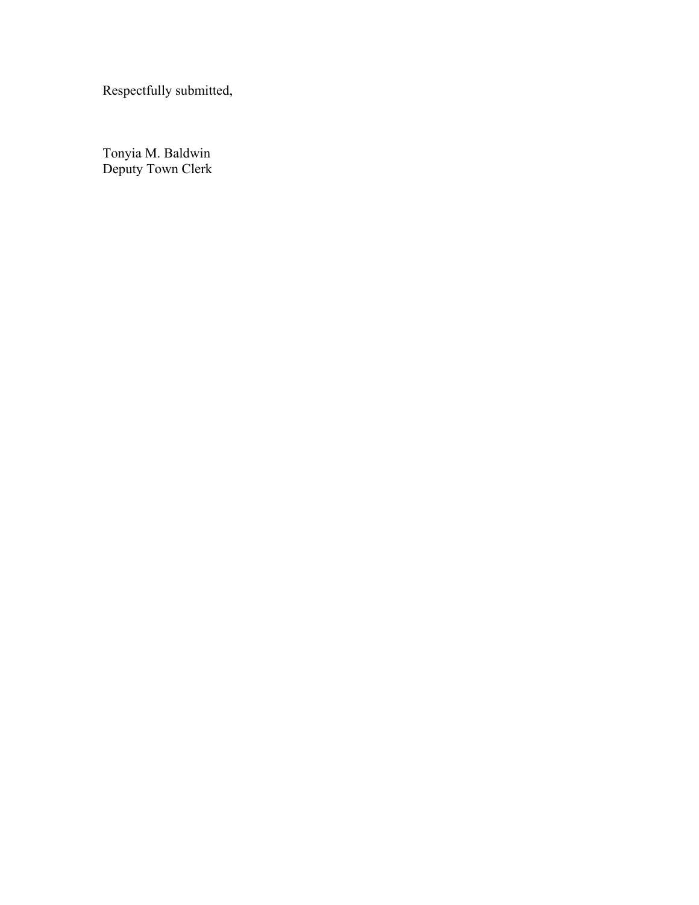Respectfully submitted,

Tonyia M. Baldwin
Deputy Town Clerk